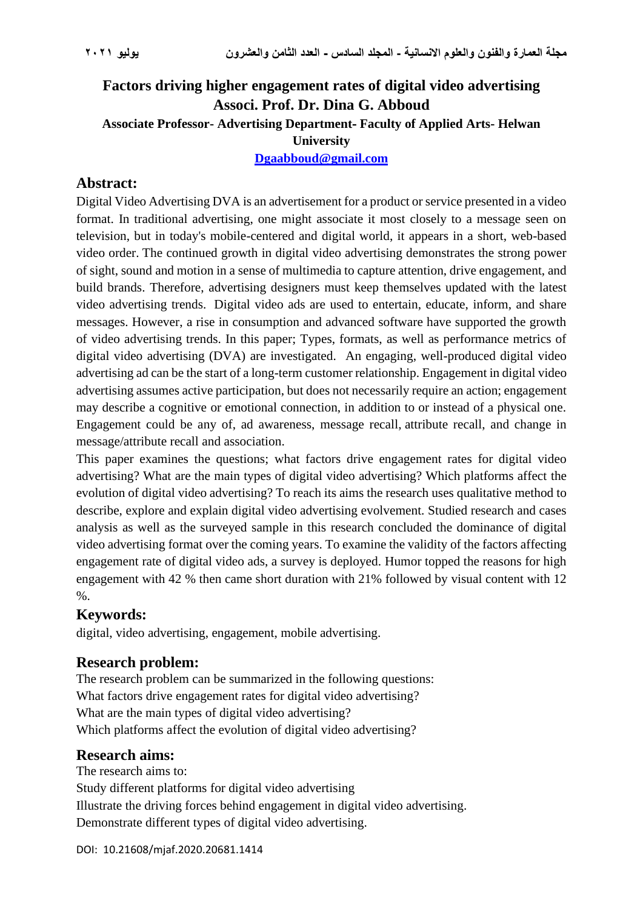# Factors driving higher engagement rates of digital video advertising

**Associ. Prof. Dr. Dina G. Abboud**

**Associate Professor- Advertising Department- Faculty of Applied Arts- Helwan University**

**Dgaabboud@gmail.com**

## Abstract:

Digital Video Advertising DVA is an advertisement for a product or service presented in a video format. In traditional advertising, one might associate it most closely to a message seen on television, but in today's mobile-centered and digital world, it appears in a short, web-based video order. The continued growth in digital video advertising demonstrates the strong power of sight, sound and motion in a sense of multimedia to capture attention, drive engagement, and build brands. Therefore, advertising designers must keep themselves updated with the latest video advertising trends. Digital video ads are used to entertain, educate, inform, and share messages. However, a rise in consumption and advanced software have supported the growth of video advertising trends. In this paper; Types, formats, as well as performance metrics of digital video advertising (DVA) are investigated. An engaging, well-produced digital video advertising ad can be the start of a long-term customer relationship. Engagement in digital video advertising assumes active participation, but does not necessarily require an action; engagement may describe a cognitive or emotional connection, in addition to or instead of a physical one. Engagement could be any of, ad awareness, message recall, attribute recall, and change in message/attribute recall and association.

This paper examines the questions; what factors drive engagement rates for digital video advertising? What are the main types of digital video advertising? Which platforms affect the evolution of digital video advertising? To reach its aims the research uses qualitative method to describe, explore and explain digital video advertising evolvement. Studied research and cases analysis as well as the surveyed sample in this research concluded the dominance of digital video advertising format over the coming years. To examine the validity of the factors affecting engagement rate of digital video ads, a survey is deployed. Humor topped the reasons for high engagement with 42 % then came short duration with 21% followed by visual content with 12 %.

## Keywords:

digital, video advertising, engagement, mobile advertising.

## Research problem:

The research problem can be summarized in the following questions:

What factors drive engagement rates for digital video advertising?

What are the main types of digital video advertising?

Which platforms affect the evolution of digital video advertising?

## Research aims:

The research aims to:

Study different platforms for digital video advertising

Illustrate the driving forces behind engagement in digital video advertising.

Demonstrate different types of digital video advertising.

DOI: 10.21608/mjaf.2020.20681.1414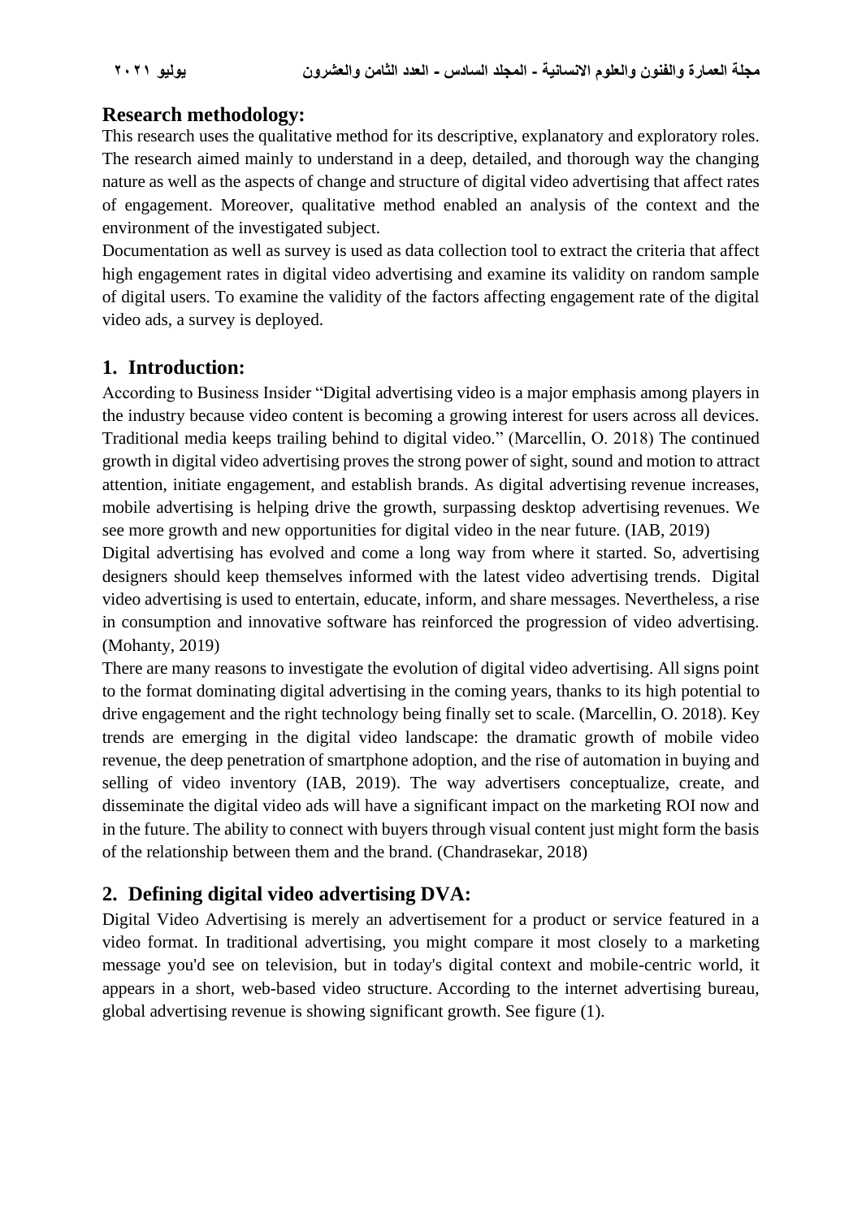## Research methodology:

This research uses the qualitative method for its descriptive, explanatory and exploratory roles. The research aimed mainly to understand in a deep, detailed, and thorough way the changing nature as well as the aspects of change and structure of digital video advertising that affect rates of engagement. Moreover, qualitative method enabled an analysis of the context and the environment of the investigated subject.

Documentation as well as survey is used as data collection tool to extract the criteria that affect high engagement rates in digital video advertising and examine its validity on random sample of digital users. To examine the validity of the factors affecting engagement rate of the digital video ads, a survey is deployed.

## 1. Introduction:

According to Business Insider "Digital advertising video is a major emphasis among players in the industry because video content is becoming a growing interest for users across all devices. Traditional media keeps trailing behind to digital video." (Marcellin, O. 2018) The continued growth in digital video advertising proves the strong power of sight, sound and motion to attract attention, initiate engagement, and establish brands. As digital advertising revenue increases, mobile advertising is helping drive the growth, surpassing desktop advertising revenues. We see more growth and new opportunities for digital video in the near future. (IAB, 2019)

Digital advertising has evolved and come a long way from where it started. So, advertising designers should keep themselves informed with the latest video advertising trends. Digital video advertising is used to entertain, educate, inform, and share messages. Nevertheless, a rise in consumption and innovative software has reinforced the progression of video advertising. (Mohanty, 2019)

There are many reasons to investigate the evolution of digital video advertising. All signs point to the format dominating digital advertising in the coming years, thanks to its high potential to drive engagement and the right technology being finally set to scale. (Marcellin, O. 2018). Key trends are emerging in the digital video landscape: the dramatic growth of mobile video revenue, the deep penetration of smartphone adoption, and the rise of automation in buying and selling of video inventory (IAB, 2019). The way advertisers conceptualize, create, and disseminate the digital video ads will have a significant impact on the marketing ROI now and in the future. The ability to connect with buyers through visual content just might form the basis of the relationship between them and the brand. (Chandrasekar, 2018)

## 2. Defining digital video advertising DVA:

Digital Video Advertising is merely an advertisement for a product or service featured in a video format. In traditional advertising, you might compare it most closely to a marketing message you'd see on television, but in today's digital context and mobile-centric world, it appears in a short, web-based video structure. According to the internet advertising bureau, global advertising revenue is showing significant growth. See figure (1).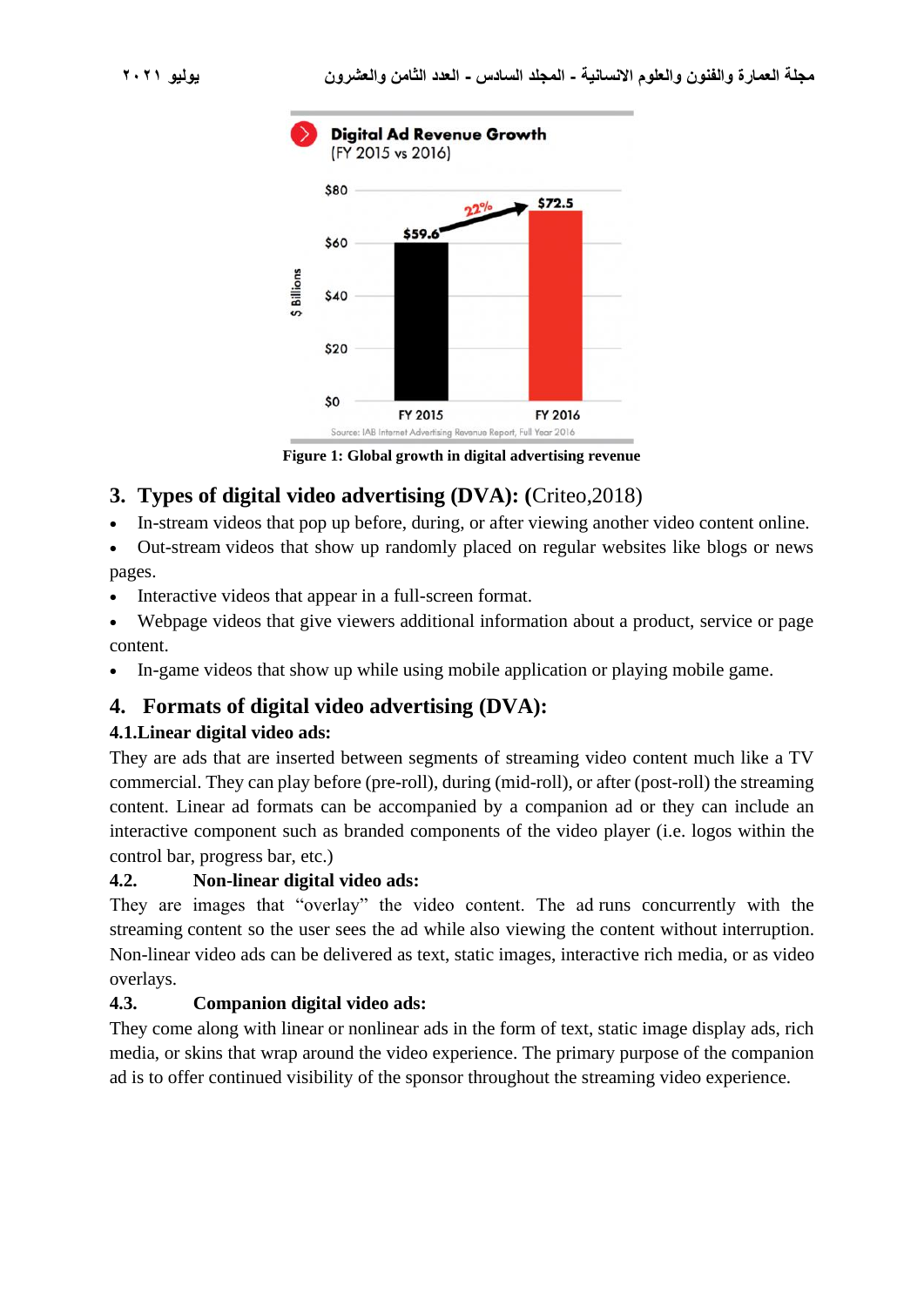Figure 1: Global growth in digital advertising revenue

## 3. Types of digital video advertising (DVA): (Criteo,2018)

- In-stream videos that pop up before, during, or after viewing another video content online.
- Out-stream videos that show up randomly placed on regular websites like blogs or news pages.
- Interactive videos that appear in a full-screen format.
- Webpage videos that give viewers additional information about a product, service or page content.
- In-game videos that show up while using mobile application or playing mobile game.

## 4. Formats of digital video advertising (DVA):

### 4.1. Linear digital video ads:

They are ads that are inserted between segments of streaming video content much like a TV commercial. They can play before (pre-roll), during (mid-roll), or after (post-roll) the streaming content. Linear ad formats can be accompanied by a companion ad or they can include an interactive component such as branded components of the video player (i.e. logos within the control bar, progress bar, etc.)

### 4.2. Non-linear digital video ads:

They are images that "overlay" the video content. The ad runs concurrently with the streaming content so the user sees the ad while also viewing the content without interruption. Non-linear video ads can be delivered as text, static images, interactive rich media, or as video overlays.

### 4.3. Companion digital video ads:

They come along with linear or nonlinear ads in the form of text, static image display ads, rich media, or skins that wrap around the video experience. The primary purpose of the companion ad is to offer continued visibility of the sponsor throughout the streaming video experience.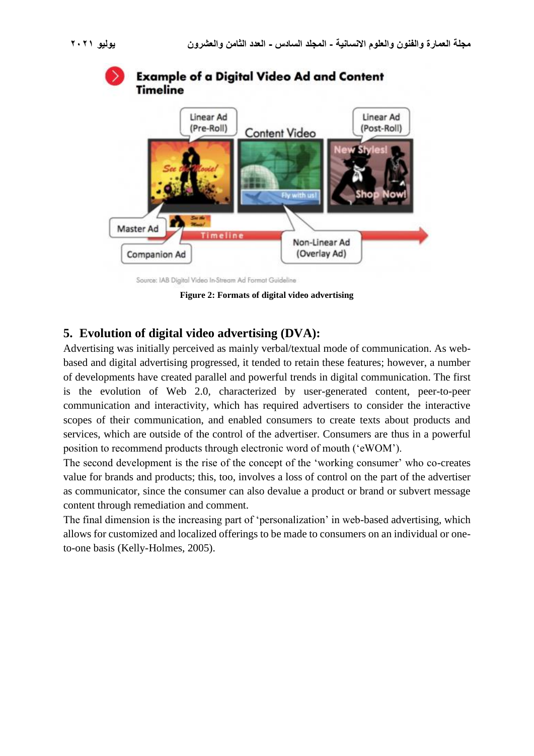Figure 2: Formats of digital video advertising

## 5. Evolution of digital video advertising (DVA):

Advertising was initially perceived as mainly verbal/textual mode of communication. As web-based and digital advertising progressed, it tended to retain these features; however, a number of developments have created parallel and powerful trends in digital communication. The first is the evolution of Web 2.0, characterized by user-generated content, peer-to-peer communication and interactivity, which has required advertisers to consider the interactive scopes of their communication, and enabled consumers to create texts about products and services, which are outside of the control of the advertiser. Consumers are thus in a powerful position to recommend products through electronic word of mouth ('eWOM').

The second development is the rise of the concept of the 'working consumer' who co-creates value for brands and products; this, too, involves a loss of control on the part of the advertiser as communicator, since the consumer can also devalue a product or brand or subvert message content through remediation and comment.

The final dimension is the increasing part of 'personalization' in web-based advertising, which allows for customized and localized offerings to be made to consumers on an individual or one-to-one basis (Kelly-Holmes, 2005).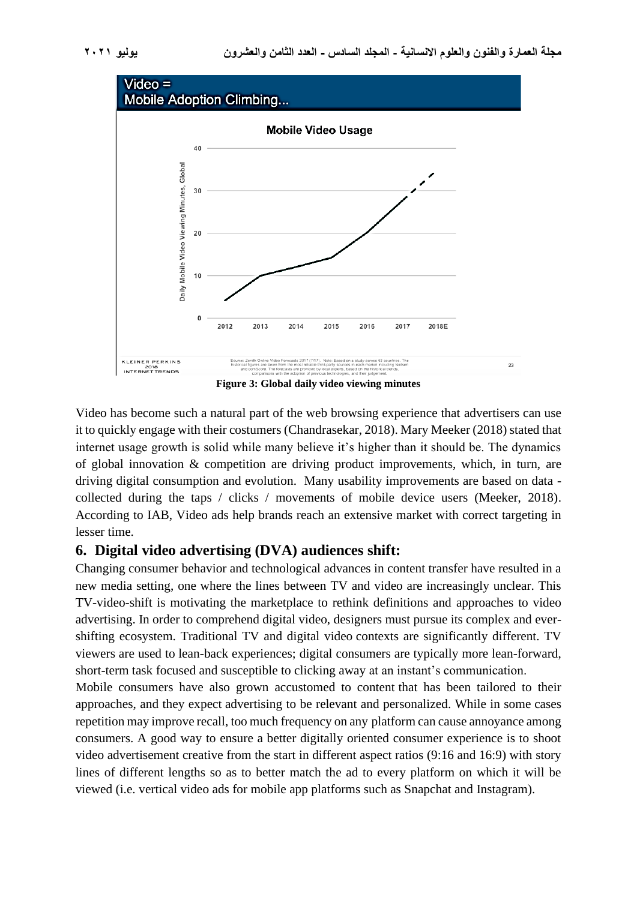**Figure 3: Global daily video viewing minutes**

Video has become such a natural part of the web browsing experience that advertisers can use it to quickly engage with their costumers (Chandrasekar, 2018). Mary Meeker (2018) stated that internet usage growth is solid while many believe it's higher than it should be. The dynamics of global innovation & competition are driving product improvements, which, in turn, are driving digital consumption and evolution. Many usability improvements are based on data - collected during the taps / clicks / movements of mobile device users (Meeker, 2018). According to IAB, Video ads help brands reach an extensive market with correct targeting in lesser time.

## 6. Digital video advertising (DVA) audiences shift:

Changing consumer behavior and technological advances in content transfer have resulted in a new media setting, one where the lines between TV and video are increasingly unclear. This TV-video-shift is motivating the marketplace to rethink definitions and approaches to video advertising. In order to comprehend digital video, designers must pursue its complex and ever-shifting ecosystem. Traditional TV and digital video contexts are significantly different. TV viewers are used to lean-back experiences; digital consumers are typically more lean-forward, short-term task focused and susceptible to clicking away at an instant's communication.

Mobile consumers have also grown accustomed to content that has been tailored to their approaches, and they expect advertising to be relevant and personalized. While in some cases repetition may improve recall, too much frequency on any platform can cause annoyance among consumers. A good way to ensure a better digitally oriented consumer experience is to shoot video advertisement creative from the start in different aspect ratios (9:16 and 16:9) with story lines of different lengths so as to better match the ad to every platform on which it will be viewed (i.e. vertical video ads for mobile app platforms such as Snapchat and Instagram).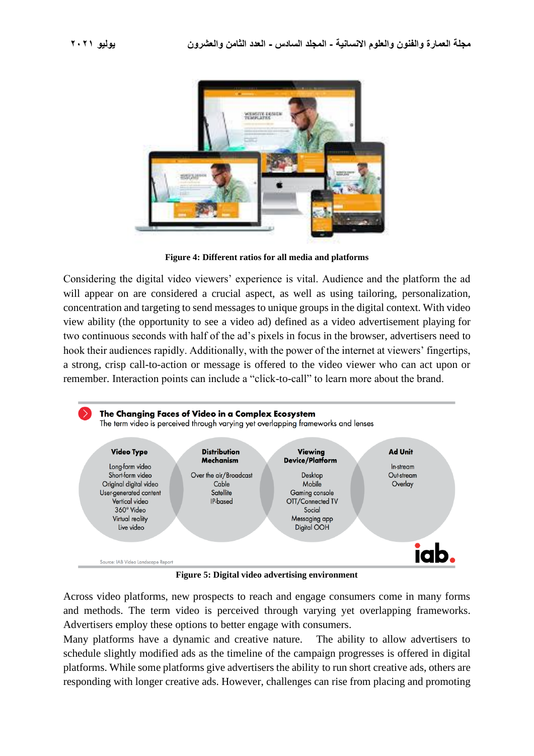Figure 4: Different ratios for all media and platforms

Considering the digital video viewers' experience is vital. Audience and the platform the ad will appear on are considered a crucial aspect, as well as using tailoring, personalization, concentration and targeting to send messages to unique groups in the digital context. With video view ability (the opportunity to see a video ad) defined as a video advertisement playing for two continuous seconds with half of the ad's pixels in focus in the browser, advertisers need to hook their audiences rapidly. Additionally, with the power of the internet at viewers' fingertips, a strong, crisp call-to-action or message is offered to the video viewer who can act upon or remember. Interaction points can include a "click-to-call" to learn more about the brand.

Figure 5: Digital video advertising environment

Across video platforms, new prospects to reach and engage consumers come in many forms and methods. The term video is perceived through varying yet overlapping frameworks. Advertisers employ these options to better engage with consumers.

Many platforms have a dynamic and creative nature. The ability to allow advertisers to schedule slightly modified ads as the timeline of the campaign progresses is offered in digital platforms. While some platforms give advertisers the ability to run short creative ads, others are responding with longer creative ads. However, challenges can rise from placing and promoting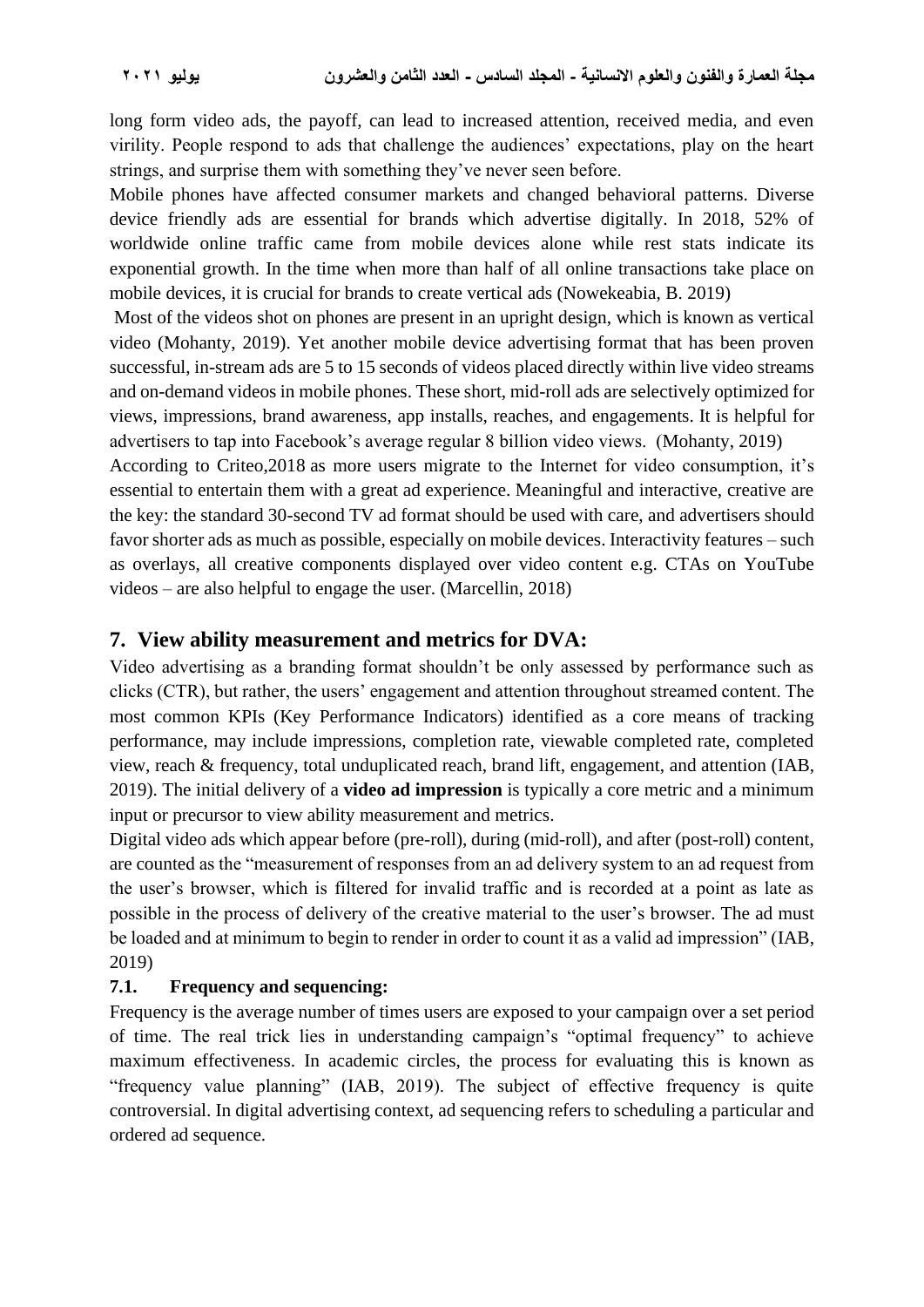long form video ads, the payoff, can lead to increased attention, received media, and even virility. People respond to ads that challenge the audiences' expectations, play on the heart strings, and surprise them with something they've never seen before.

Mobile phones have affected consumer markets and changed behavioral patterns. Diverse device friendly ads are essential for brands which advertise digitally. In 2018, 52% of worldwide online traffic came from mobile devices alone while rest stats indicate its exponential growth. In the time when more than half of all online transactions take place on mobile devices, it is crucial for brands to create vertical ads (Nowekeabia, B. 2019)

Most of the videos shot on phones are present in an upright design, which is known as vertical video (Mohanty, 2019). Yet another mobile device advertising format that has been proven successful, in-stream ads are 5 to 15 seconds of videos placed directly within live video streams and on-demand videos in mobile phones. These short, mid-roll ads are selectively optimized for views, impressions, brand awareness, app installs, reaches, and engagements. It is helpful for advertisers to tap into Facebook's average regular 8 billion video views. (Mohanty, 2019)

According to Criteo,2018 as more users migrate to the Internet for video consumption, it's essential to entertain them with a great ad experience. Meaningful and interactive, creative are the key: the standard 30-second TV ad format should be used with care, and advertisers should favor shorter ads as much as possible, especially on mobile devices. Interactivity features – such as overlays, all creative components displayed over video content e.g. CTAs on YouTube videos – are also helpful to engage the user. (Marcellin, 2018)

## 7. View ability measurement and metrics for DVA:

Video advertising as a branding format shouldn't be only assessed by performance such as clicks (CTR), but rather, the users' engagement and attention throughout streamed content. The most common KPIs (Key Performance Indicators) identified as a core means of tracking performance, may include impressions, completion rate, viewable completed rate, completed view, reach & frequency, total unduplicated reach, brand lift, engagement, and attention (IAB, 2019). The initial delivery of a **video ad impression** is typically a core metric and a minimum input or precursor to view ability measurement and metrics.

Digital video ads which appear before (pre-roll), during (mid-roll), and after (post-roll) content, are counted as the "measurement of responses from an ad delivery system to an ad request from the user's browser, which is filtered for invalid traffic and is recorded at a point as late as possible in the process of delivery of the creative material to the user's browser. The ad must be loaded and at minimum to begin to render in order to count it as a valid ad impression" (IAB, 2019)

### 7.1. Frequency and sequencing:

Frequency is the average number of times users are exposed to your campaign over a set period of time. The real trick lies in understanding campaign's "optimal frequency" to achieve maximum effectiveness. In academic circles, the process for evaluating this is known as "frequency value planning" (IAB, 2019). The subject of effective frequency is quite controversial. In digital advertising context, ad sequencing refers to scheduling a particular and ordered ad sequence.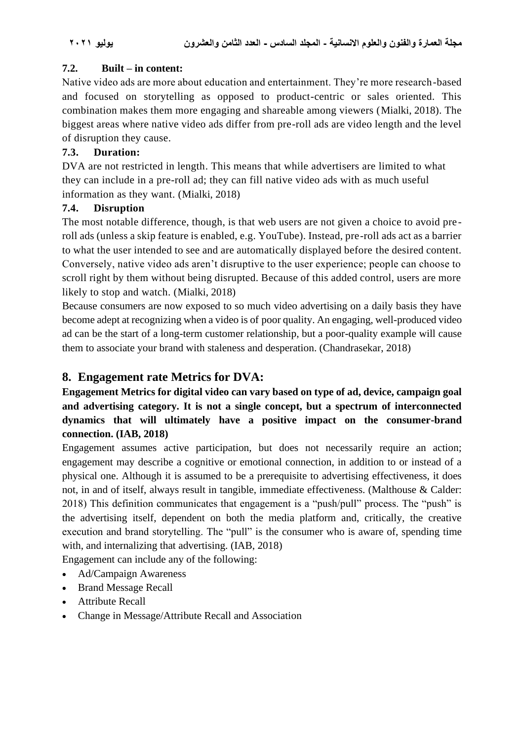### 7.2. Built – in content:

Native video ads are more about education and entertainment. They're more research-based and focused on storytelling as opposed to product-centric or sales oriented. This combination makes them more engaging and shareable among viewers (Mialki, 2018). The biggest areas where native video ads differ from pre-roll ads are video length and the level of disruption they cause.

### 7.3. Duration:

DVA are not restricted in length. This means that while advertisers are limited to what they can include in a pre-roll ad; they can fill native video ads with as much useful information as they want. (Mialki, 2018)

### 7.4. Disruption

The most notable difference, though, is that web users are not given a choice to avoid pre-roll ads (unless a skip feature is enabled, e.g. YouTube). Instead, pre-roll ads act as a barrier to what the user intended to see and are automatically displayed before the desired content. Conversely, native video ads aren't disruptive to the user experience; people can choose to scroll right by them without being disrupted. Because of this added control, users are more likely to stop and watch. (Mialki, 2018)

Because consumers are now exposed to so much video advertising on a daily basis they have become adept at recognizing when a video is of poor quality. An engaging, well-produced video ad can be the start of a long-term customer relationship, but a poor-quality example will cause them to associate your brand with staleness and desperation. (Chandrasekar, 2018)

## 8. Engagement rate Metrics for DVA:

**Engagement Metrics for digital video can vary based on type of ad, device, campaign goal and advertising category. It is not a single concept, but a spectrum of interconnected dynamics that will ultimately have a positive impact on the consumer-brand connection. (IAB, 2018)**

Engagement assumes active participation, but does not necessarily require an action; engagement may describe a cognitive or emotional connection, in addition to or instead of a physical one. Although it is assumed to be a prerequisite to advertising effectiveness, it does not, in and of itself, always result in tangible, immediate effectiveness. (Malthouse & Calder: 2018) This definition communicates that engagement is a "push/pull" process. The "push" is the advertising itself, dependent on both the media platform and, critically, the creative execution and brand storytelling. The "pull" is the consumer who is aware of, spending time with, and internalizing that advertising. (IAB, 2018)

Engagement can include any of the following:

- Ad/Campaign Awareness
- Brand Message Recall
- Attribute Recall
- Change in Message/Attribute Recall and Association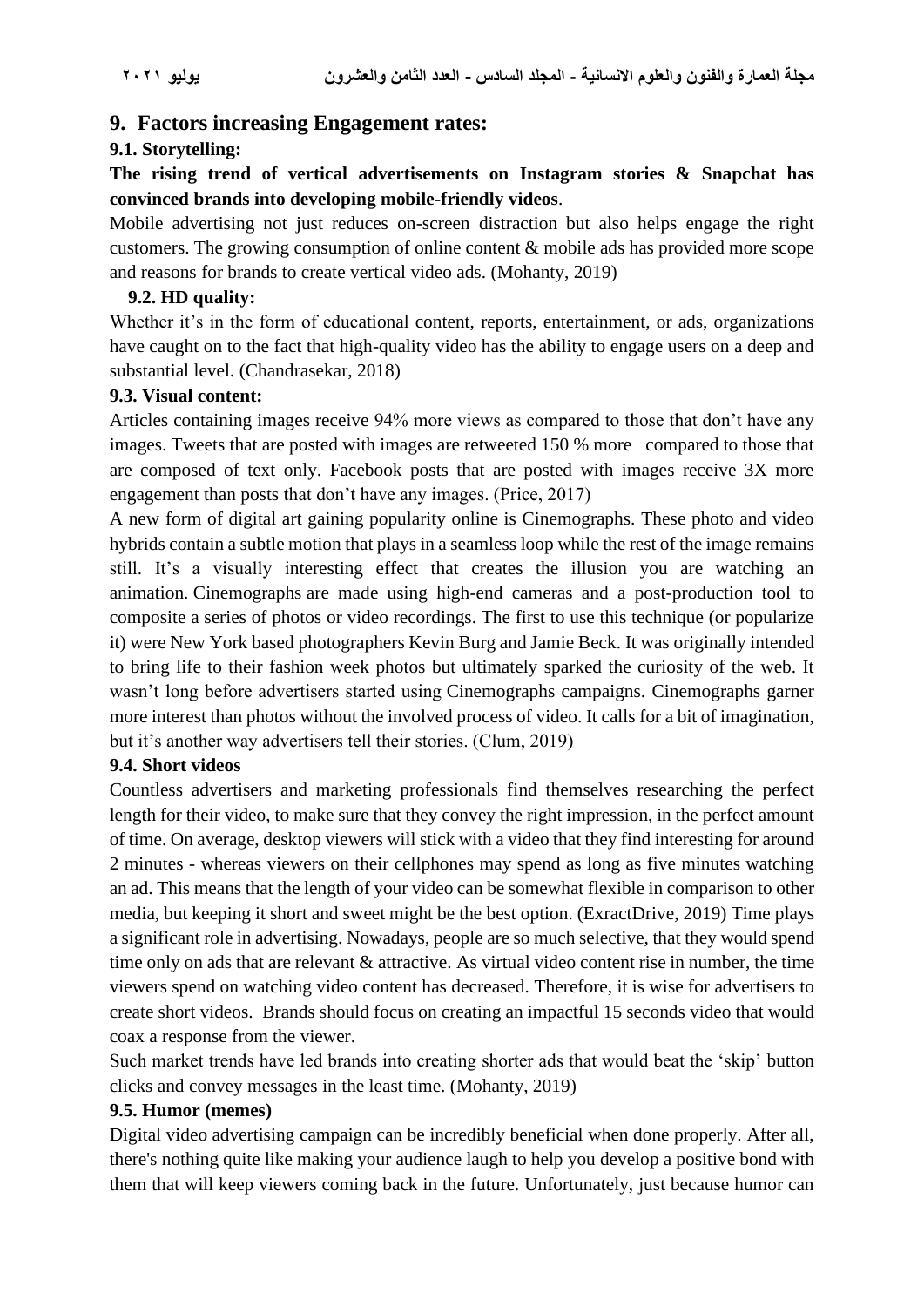## 9. Factors increasing Engagement rates:

### 9.1. Storytelling:

**The rising trend of vertical advertisements on Instagram stories & Snapchat has convinced brands into developing mobile-friendly videos**.

Mobile advertising not just reduces on-screen distraction but also helps engage the right customers. The growing consumption of online content & mobile ads has provided more scope and reasons for brands to create vertical video ads. (Mohanty, 2019)

### 9.2. HD quality:

Whether it's in the form of educational content, reports, entertainment, or ads, organizations have caught on to the fact that high-quality video has the ability to engage users on a deep and substantial level. (Chandrasekar, 2018)

### 9.3. Visual content:

Articles containing images receive 94% more views as compared to those that don't have any images. Tweets that are posted with images are retweeted 150 % more compared to those that are composed of text only. Facebook posts that are posted with images receive 3X more engagement than posts that don't have any images. (Price, 2017)

A new form of digital art gaining popularity online is Cinemographs. These photo and video hybrids contain a subtle motion that plays in a seamless loop while the rest of the image remains still. It's a visually interesting effect that creates the illusion you are watching an animation. Cinemographs are made using high-end cameras and a post-production tool to composite a series of photos or video recordings. The first to use this technique (or popularize it) were New York based photographers Kevin Burg and Jamie Beck. It was originally intended to bring life to their fashion week photos but ultimately sparked the curiosity of the web. It wasn't long before advertisers started using Cinemographs campaigns. Cinemographs garner more interest than photos without the involved process of video. It calls for a bit of imagination, but it's another way advertisers tell their stories. (Clum, 2019)

### 9.4. Short videos

Countless advertisers and marketing professionals find themselves researching the perfect length for their video, to make sure that they convey the right impression, in the perfect amount of time. On average, desktop viewers will stick with a video that they find interesting for around 2 minutes - whereas viewers on their cellphones may spend as long as five minutes watching an ad. This means that the length of your video can be somewhat flexible in comparison to other media, but keeping it short and sweet might be the best option. (ExractDrive, 2019) Time plays a significant role in advertising. Nowadays, people are so much selective, that they would spend time only on ads that are relevant & attractive. As virtual video content rise in number, the time viewers spend on watching video content has decreased. Therefore, it is wise for advertisers to create short videos. Brands should focus on creating an impactful 15 seconds video that would coax a response from the viewer.

Such market trends have led brands into creating shorter ads that would beat the 'skip' button clicks and convey messages in the least time. (Mohanty, 2019)

### 9.5. Humor (memes)

Digital video advertising campaign can be incredibly beneficial when done properly. After all, there's nothing quite like making your audience laugh to help you develop a positive bond with them that will keep viewers coming back in the future. Unfortunately, just because humor can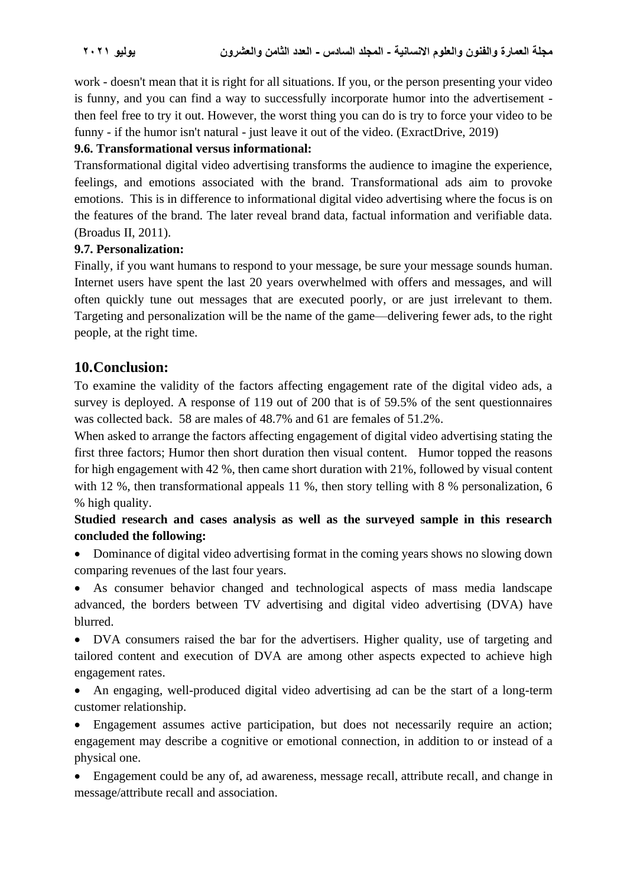work - doesn't mean that it is right for all situations. If you, or the person presenting your video is funny, and you can find a way to successfully incorporate humor into the advertisement - then feel free to try it out. However, the worst thing you can do is try to force your video to be funny - if the humor isn't natural - just leave it out of the video. (ExractDrive, 2019)

### 9.6. Transformational versus informational:

Transformational digital video advertising transforms the audience to imagine the experience, feelings, and emotions associated with the brand. Transformational ads aim to provoke emotions. This is in difference to informational digital video advertising where the focus is on the features of the brand. The later reveal brand data, factual information and verifiable data. (Broadus II, 2011).

### 9.7. Personalization:

Finally, if you want humans to respond to your message, be sure your message sounds human. Internet users have spent the last 20 years overwhelmed with offers and messages, and will often quickly tune out messages that are executed poorly, or are just irrelevant to them. Targeting and personalization will be the name of the game—delivering fewer ads, to the right people, at the right time.

## 10.Conclusion:

To examine the validity of the factors affecting engagement rate of the digital video ads, a survey is deployed. A response of 119 out of 200 that is of 59.5% of the sent questionnaires was collected back. 58 are males of 48.7% and 61 are females of 51.2%.

When asked to arrange the factors affecting engagement of digital video advertising stating the first three factors; Humor then short duration then visual content. Humor topped the reasons for high engagement with 42 %, then came short duration with 21%, followed by visual content with 12 %, then transformational appeals 11 %, then story telling with 8 % personalization, 6 % high quality.

**Studied research and cases analysis as well as the surveyed sample in this research concluded the following:**

- Dominance of digital video advertising format in the coming years shows no slowing down comparing revenues of the last four years.
- As consumer behavior changed and technological aspects of mass media landscape advanced, the borders between TV advertising and digital video advertising (DVA) have blurred.
- DVA consumers raised the bar for the advertisers. Higher quality, use of targeting and tailored content and execution of DVA are among other aspects expected to achieve high engagement rates.
- An engaging, well-produced digital video advertising ad can be the start of a long-term customer relationship.
- Engagement assumes active participation, but does not necessarily require an action; engagement may describe a cognitive or emotional connection, in addition to or instead of a physical one.
- Engagement could be any of, ad awareness, message recall, attribute recall, and change in message/attribute recall and association.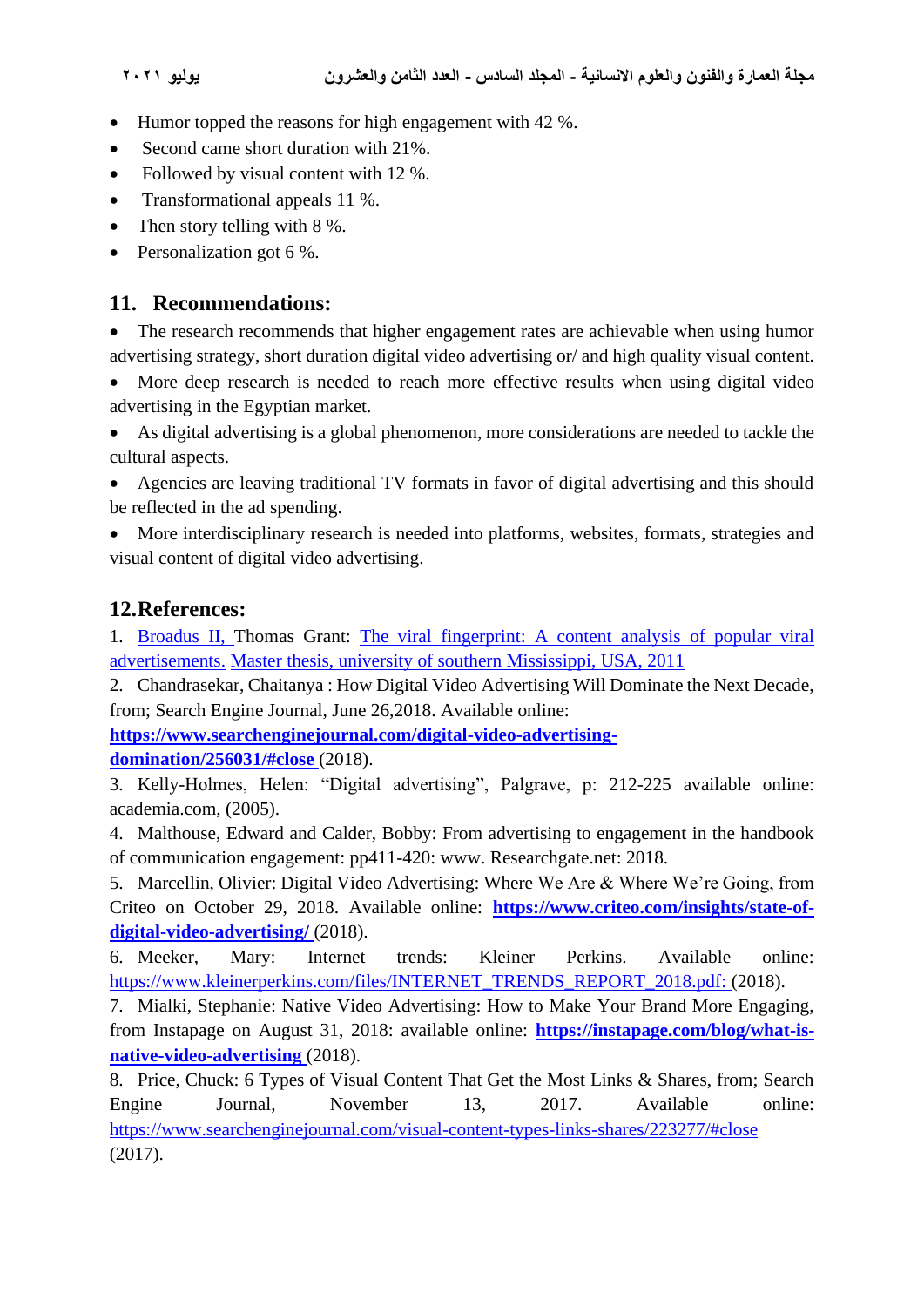- Humor topped the reasons for high engagement with 42 %.
- Second came short duration with 21%.
- Followed by visual content with 12 %.
- Transformational appeals 11 %.
- Then story telling with 8 %.
- Personalization got 6 %.

## 11. Recommendations:

- The research recommends that higher engagement rates are achievable when using humor advertising strategy, short duration digital video advertising or/ and high quality visual content.
- More deep research is needed to reach more effective results when using digital video advertising in the Egyptian market.
- As digital advertising is a global phenomenon, more considerations are needed to tackle the cultural aspects.
- Agencies are leaving traditional TV formats in favor of digital advertising and this should be reflected in the ad spending.
- More interdisciplinary research is needed into platforms, websites, formats, strategies and visual content of digital video advertising.

## 12.References:

1. Broadus II, Thomas Grant: The viral fingerprint: A content analysis of popular viral advertisements. Master thesis, university of southern Mississippi, USA, 2011
2. Chandrasekar, Chaitanya : How Digital Video Advertising Will Dominate the Next Decade, from; Search Engine Journal, June 26,2018. Available online: **https://www.searchenginejournal.com/digital-video-advertising-domination/256031/#close** (2018).
3. Kelly-Holmes, Helen: "Digital advertising", Palgrave, p: 212-225 available online: academia.com, (2005).
4. Malthouse, Edward and Calder, Bobby: From advertising to engagement in the handbook of communication engagement: pp411-420: www. Researchgate.net: 2018.
5. Marcellin, Olivier: Digital Video Advertising: Where We Are & Where We're Going, from Criteo on October 29, 2018. Available online: **https://www.criteo.com/insights/state-of-digital-video-advertising/** (2018).
6. Meeker, Mary: Internet trends: Kleiner Perkins. Available online: https://www.kleinerperkins.com/files/INTERNET_TRENDS_REPORT_2018.pdf: (2018).
7. Mialki, Stephanie: Native Video Advertising: How to Make Your Brand More Engaging, from Instapage on August 31, 2018: available online: **https://instapage.com/blog/what-is-native-video-advertising** (2018).
8. Price, Chuck: 6 Types of Visual Content That Get the Most Links & Shares, from; Search Engine Journal, November 13, 2017. Available online: https://www.searchenginejournal.com/visual-content-types-links-shares/223277/#close (2017).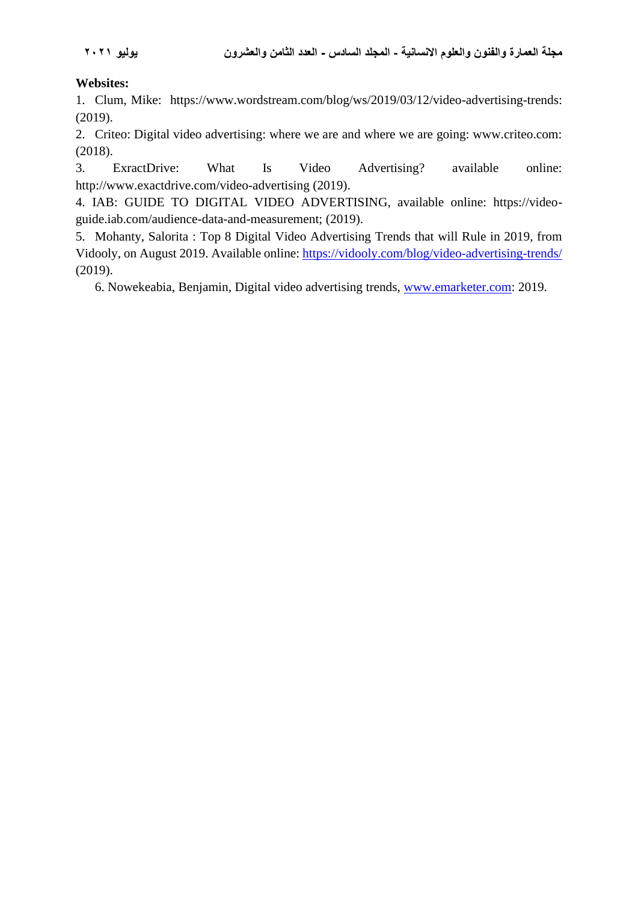**Websites:**

1. Clum, Mike: https://www.wordstream.com/blog/ws/2019/03/12/video-advertising-trends: (2019).
2. Criteo: Digital video advertising: where we are and where we are going: www.criteo.com: (2018).
3. ExractDrive: What Is Video Advertising? available online: http://www.exactdrive.com/video-advertising (2019).
4. IAB: GUIDE TO DIGITAL VIDEO ADVERTISING, available online: https://video-guide.iab.com/audience-data-and-measurement; (2019).
5. Mohanty, Salorita : Top 8 Digital Video Advertising Trends that will Rule in 2019, from Vidooly, on August 2019. Available online: https://vidooly.com/blog/video-advertising-trends/ (2019).
6. Nowekeabia, Benjamin, Digital video advertising trends, www.emarketer.com: 2019.